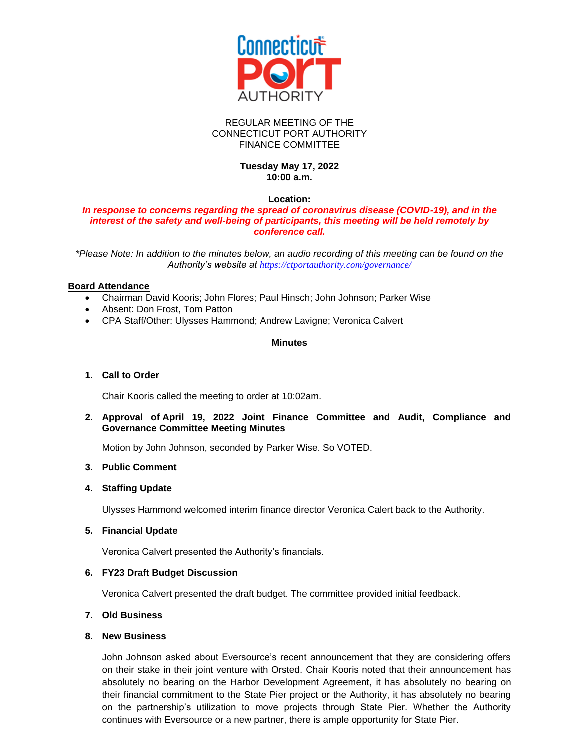REGULAR MEETING OF THE
CONNECTICUT PORT AUTHORITY
FINANCE COMMITTEE

**Tuesday May 17, 2022**
**10:00 a.m.**

**Location:**
***In response to concerns regarding the spread of coronavirus disease (COVID-19), and in the interest of the safety and well-being of participants, this meeting will be held remotely by conference call.***

*\*Please Note: In addition to the minutes below, an audio recording of this meeting can be found on the Authority's website at https://ctportauthority.com/governance/*

**Board Attendance**

- Chairman David Kooris; John Flores; Paul Hinsch; John Johnson; Parker Wise
- Absent: Don Frost, Tom Patton
- CPA Staff/Other: Ulysses Hammond; Andrew Lavigne; Veronica Calvert

**Minutes**

1. **Call to Order**

   Chair Kooris called the meeting to order at 10:02am.

2. **Approval of April 19, 2022 Joint Finance Committee and Audit, Compliance and Governance Committee Meeting Minutes**

   Motion by John Johnson, seconded by Parker Wise. So VOTED.

3. **Public Comment**

4. **Staffing Update**

   Ulysses Hammond welcomed interim finance director Veronica Calert back to the Authority.

5. **Financial Update**

   Veronica Calvert presented the Authority's financials.

6. **FY23 Draft Budget Discussion**

   Veronica Calvert presented the draft budget. The committee provided initial feedback.

7. **Old Business**

8. **New Business**

   John Johnson asked about Eversource's recent announcement that they are considering offers on their stake in their joint venture with Orsted. Chair Kooris noted that their announcement has absolutely no bearing on the Harbor Development Agreement, it has absolutely no bearing on their financial commitment to the State Pier project or the Authority, it has absolutely no bearing on the partnership's utilization to move projects through State Pier. Whether the Authority continues with Eversource or a new partner, there is ample opportunity for State Pier.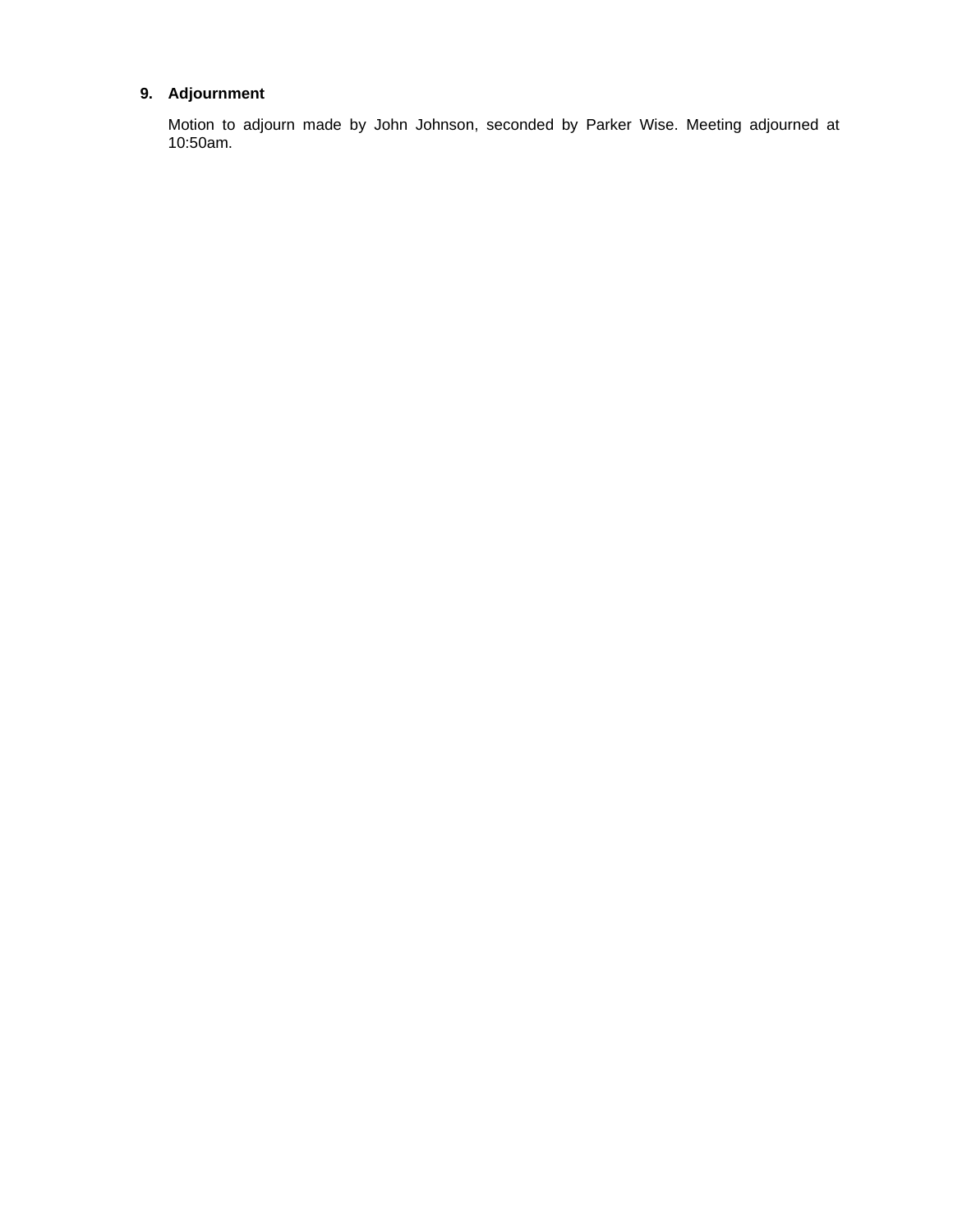9. **Adjournment**

   Motion to adjourn made by John Johnson, seconded by Parker Wise. Meeting adjourned at 10:50am.